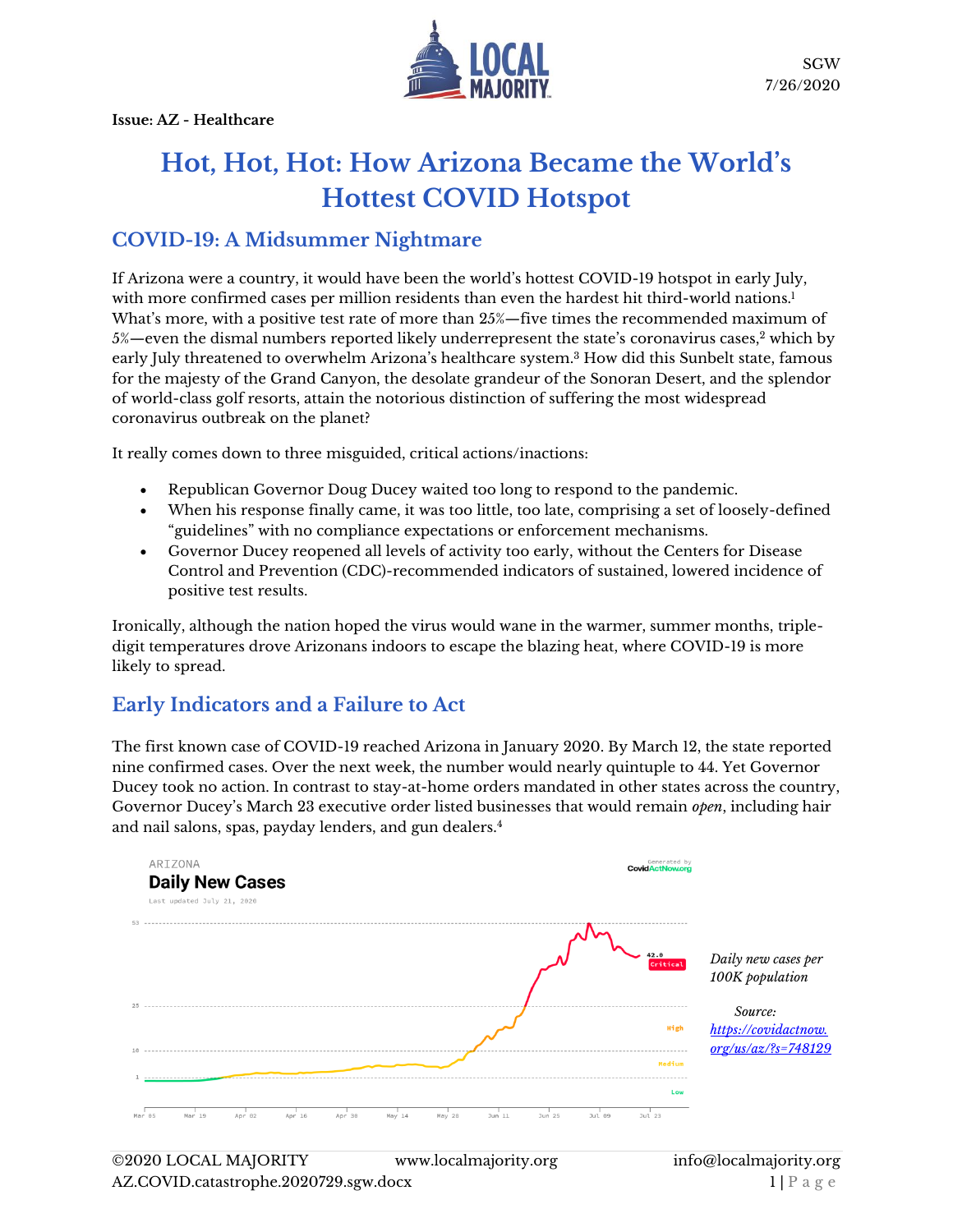SGW
7/26/2020

**Issue: AZ - Healthcare**

# Hot, Hot, Hot: How Arizona Became the World's Hottest COVID Hotspot

## COVID-19: A Midsummer Nightmare

If Arizona were a country, it would have been the world's hottest COVID-19 hotspot in early July, with more confirmed cases per million residents than even the hardest hit third-world nations.[1] What's more, with a positive test rate of more than 25%—five times the recommended maximum of 5%—even the dismal numbers reported likely underrepresent the state's coronavirus cases,[2] which by early July threatened to overwhelm Arizona's healthcare system.[3] How did this Sunbelt state, famous for the majesty of the Grand Canyon, the desolate grandeur of the Sonoran Desert, and the splendor of world-class golf resorts, attain the notorious distinction of suffering the most widespread coronavirus outbreak on the planet?

It really comes down to three misguided, critical actions/inactions:

- Republican Governor Doug Ducey waited too long to respond to the pandemic.
- When his response finally came, it was too little, too late, comprising a set of loosely-defined "guidelines" with no compliance expectations or enforcement mechanisms.
- Governor Ducey reopened all levels of activity too early, without the Centers for Disease Control and Prevention (CDC)-recommended indicators of sustained, lowered incidence of positive test results.

Ironically, although the nation hoped the virus would wane in the warmer, summer months, triple-digit temperatures drove Arizonans indoors to escape the blazing heat, where COVID-19 is more likely to spread.

## Early Indicators and a Failure to Act

The first known case of COVID-19 reached Arizona in January 2020. By March 12, the state reported nine confirmed cases. Over the next week, the number would nearly quintuple to 44. Yet Governor Ducey took no action. In contrast to stay-at-home orders mandated in other states across the country, Governor Ducey's March 23 executive order listed businesses that would remain *open*, including hair and nail salons, spas, payday lenders, and gun dealers.[4]

ARIZONA
**Daily New Cases**
Last updated July 21, 2020
Generated by CovidActNow.org

*Daily new cases per 100K population*

*Source: [https://covidactnow.org/us/az/?s=748129](https://covidactnow.org/us/az/?s=748129)*

©2020 LOCAL MAJORITY www.localmajority.org info@localmajority.org
AZ.COVID.catastrophe.2020729.sgw.docx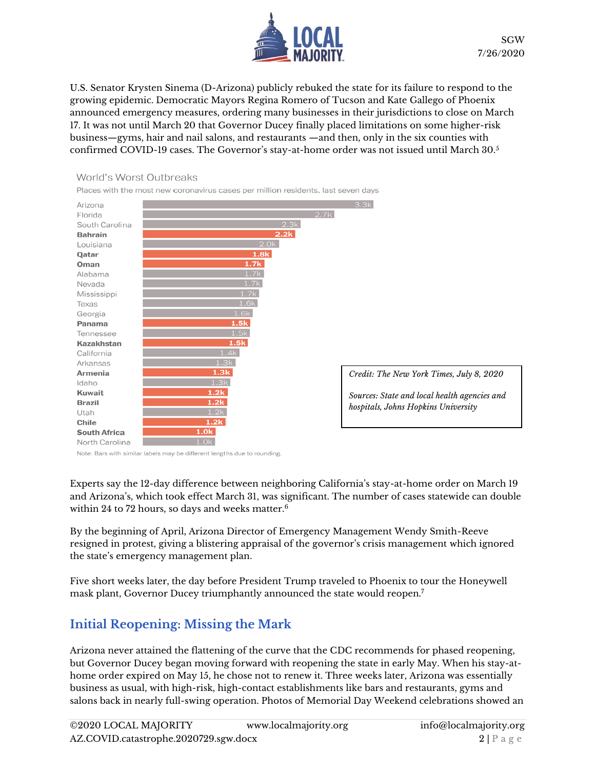U.S. Senator Krysten Sinema (D-Arizona) publicly rebuked the state for its failure to respond to the growing epidemic. Democratic Mayors Regina Romero of Tucson and Kate Gallego of Phoenix announced emergency measures, ordering many businesses in their jurisdictions to close on March 17. It was not until March 20 that Governor Ducey finally placed limitations on some higher-risk business—gyms, hair and nail salons, and restaurants —and then, only in the six counties with confirmed COVID-19 cases. The Governor's stay-at-home order was not issued until March 30.[5]

**World's Worst Outbreaks**

Places with the most new coronavirus cases per million residents, last seven days

| Place | Cases per million |
|---|---|
| Arizona | 3.3k |
| Florida | 2.7k |
| South Carolina | 2.3k |
| **Bahrain** | **2.2k** |
| Louisiana | 2.0k |
| **Qatar** | **1.8k** |
| **Oman** | **1.7k** |
| Alabama | 1.7k |
| Nevada | 1.7k |
| Mississippi | 1.7k |
| Texas | 1.6k |
| Georgia | 1.6k |
| **Panama** | **1.5k** |
| Tennessee | 1.5k |
| **Kazakhstan** | **1.5k** |
| California | 1.4k |
| Arkansas | 1.3k |
| **Armenia** | **1.3k** |
| Idaho | 1.3k |
| **Kuwait** | **1.2k** |
| **Brazil** | **1.2k** |
| Utah | 1.2k |
| **Chile** | **1.2k** |
| **South Africa** | **1.0k** |
| North Carolina | 1.0k |

Note: Bars with similar labels may be different lengths due to rounding.

*Credit: The New York Times, July 8, 2020*

*Sources: State and local health agencies and hospitals, Johns Hopkins University*

Experts say the 12-day difference between neighboring California's stay-at-home order on March 19 and Arizona's, which took effect March 31, was significant. The number of cases statewide can double within 24 to 72 hours, so days and weeks matter.[6]

By the beginning of April, Arizona Director of Emergency Management Wendy Smith-Reeve resigned in protest, giving a blistering appraisal of the governor's crisis management which ignored the state's emergency management plan.

Five short weeks later, the day before President Trump traveled to Phoenix to tour the Honeywell mask plant, Governor Ducey triumphantly announced the state would reopen.[7]

## Initial Reopening: Missing the Mark

Arizona never attained the flattening of the curve that the CDC recommends for phased reopening, but Governor Ducey began moving forward with reopening the state in early May. When his stay-at-home order expired on May 15, he chose not to renew it. Three weeks later, Arizona was essentially business as usual, with high-risk, high-contact establishments like bars and restaurants, gyms and salons back in nearly full-swing operation. Photos of Memorial Day Weekend celebrations showed an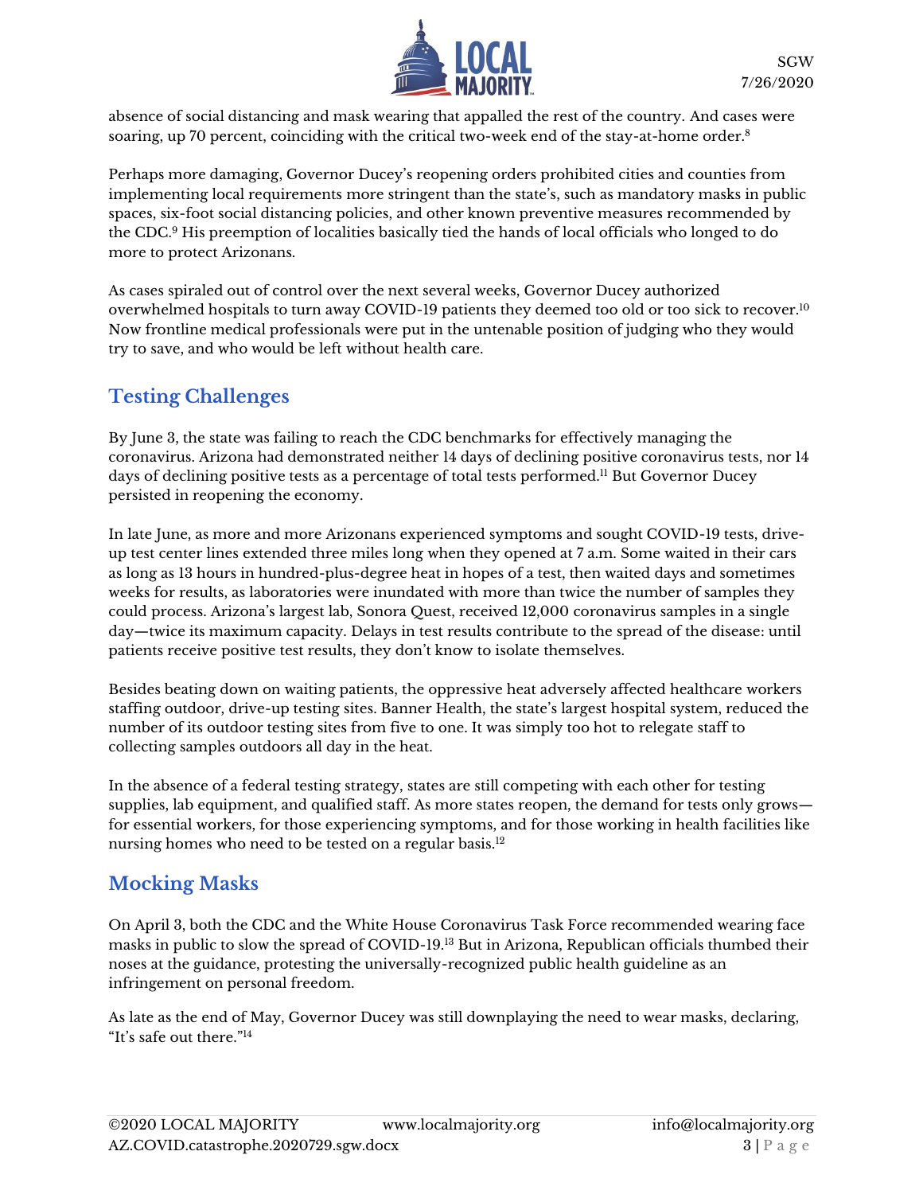absence of social distancing and mask wearing that appalled the rest of the country. And cases were soaring, up 70 percent, coinciding with the critical two-week end of the stay-at-home order.[8]

Perhaps more damaging, Governor Ducey's reopening orders prohibited cities and counties from implementing local requirements more stringent than the state's, such as mandatory masks in public spaces, six-foot social distancing policies, and other known preventive measures recommended by the CDC.[9] His preemption of localities basically tied the hands of local officials who longed to do more to protect Arizonans.

As cases spiraled out of control over the next several weeks, Governor Ducey authorized overwhelmed hospitals to turn away COVID-19 patients they deemed too old or too sick to recover.[10] Now frontline medical professionals were put in the untenable position of judging who they would try to save, and who would be left without health care.

## Testing Challenges

By June 3, the state was failing to reach the CDC benchmarks for effectively managing the coronavirus. Arizona had demonstrated neither 14 days of declining positive coronavirus tests, nor 14 days of declining positive tests as a percentage of total tests performed.[11] But Governor Ducey persisted in reopening the economy.

In late June, as more and more Arizonans experienced symptoms and sought COVID-19 tests, drive-up test center lines extended three miles long when they opened at 7 a.m. Some waited in their cars as long as 13 hours in hundred-plus-degree heat in hopes of a test, then waited days and sometimes weeks for results, as laboratories were inundated with more than twice the number of samples they could process. Arizona's largest lab, Sonora Quest, received 12,000 coronavirus samples in a single day—twice its maximum capacity. Delays in test results contribute to the spread of the disease: until patients receive positive test results, they don't know to isolate themselves.

Besides beating down on waiting patients, the oppressive heat adversely affected healthcare workers staffing outdoor, drive-up testing sites. Banner Health, the state's largest hospital system, reduced the number of its outdoor testing sites from five to one. It was simply too hot to relegate staff to collecting samples outdoors all day in the heat.

In the absence of a federal testing strategy, states are still competing with each other for testing supplies, lab equipment, and qualified staff. As more states reopen, the demand for tests only grows—for essential workers, for those experiencing symptoms, and for those working in health facilities like nursing homes who need to be tested on a regular basis.[12]

## Mocking Masks

On April 3, both the CDC and the White House Coronavirus Task Force recommended wearing face masks in public to slow the spread of COVID-19.[13] But in Arizona, Republican officials thumbed their noses at the guidance, protesting the universally-recognized public health guideline as an infringement on personal freedom.

As late as the end of May, Governor Ducey was still downplaying the need to wear masks, declaring, "It's safe out there."[14]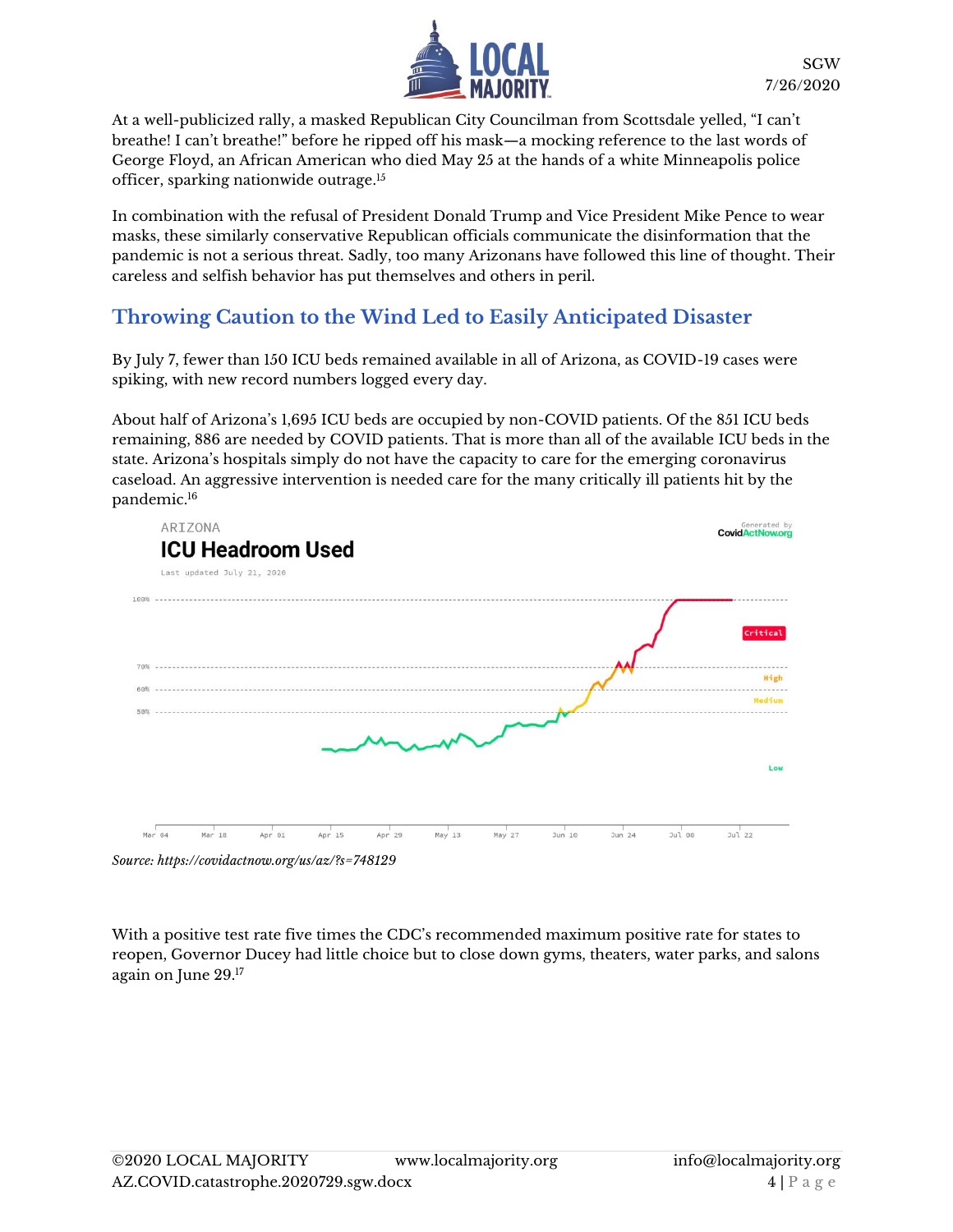At a well-publicized rally, a masked Republican City Councilman from Scottsdale yelled, "I can't breathe! I can't breathe!" before he ripped off his mask—a mocking reference to the last words of George Floyd, an African American who died May 25 at the hands of a white Minneapolis police officer, sparking nationwide outrage.[15]

In combination with the refusal of President Donald Trump and Vice President Mike Pence to wear masks, these similarly conservative Republican officials communicate the disinformation that the pandemic is not a serious threat. Sadly, too many Arizonans have followed this line of thought. Their careless and selfish behavior has put themselves and others in peril.

## Throwing Caution to the Wind Led to Easily Anticipated Disaster

By July 7, fewer than 150 ICU beds remained available in all of Arizona, as COVID-19 cases were spiking, with new record numbers logged every day.

About half of Arizona's 1,695 ICU beds are occupied by non-COVID patients. Of the 851 ICU beds remaining, 886 are needed by COVID patients. That is more than all of the available ICU beds in the state. Arizona's hospitals simply do not have the capacity to care for the emerging coronavirus caseload. An aggressive intervention is needed care for the many critically ill patients hit by the pandemic.[16]

ARIZONA

**ICU Headroom Used**

Last updated July 21, 2020

*Source: https://covidactnow.org/us/az/?s=748129*

With a positive test rate five times the CDC's recommended maximum positive rate for states to reopen, Governor Ducey had little choice but to close down gyms, theaters, water parks, and salons again on June 29.[17]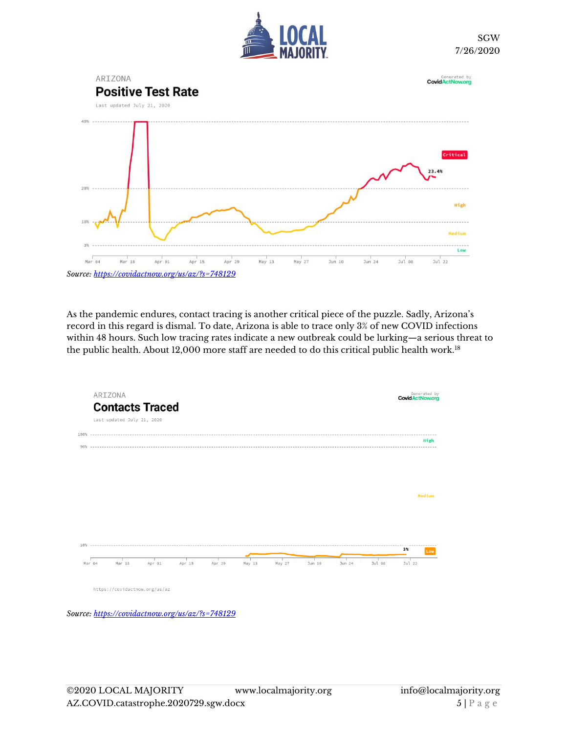ARIZONA

**Positive Test Rate**

Last updated July 21, 2020

*Source: https://covidactnow.org/us/az/?s=748129*

As the pandemic endures, contact tracing is another critical piece of the puzzle. Sadly, Arizona's record in this regard is dismal. To date, Arizona is able to trace only 3% of new COVID infections within 48 hours. Such low tracing rates indicate a new outbreak could be lurking—a serious threat to the public health. About 12,000 more staff are needed to do this critical public health work.[18]

ARIZONA

**Contacts Traced**

Last updated July 21, 2020

https://covidactnow.org/us/az

*Source: https://covidactnow.org/us/az/?s=748129*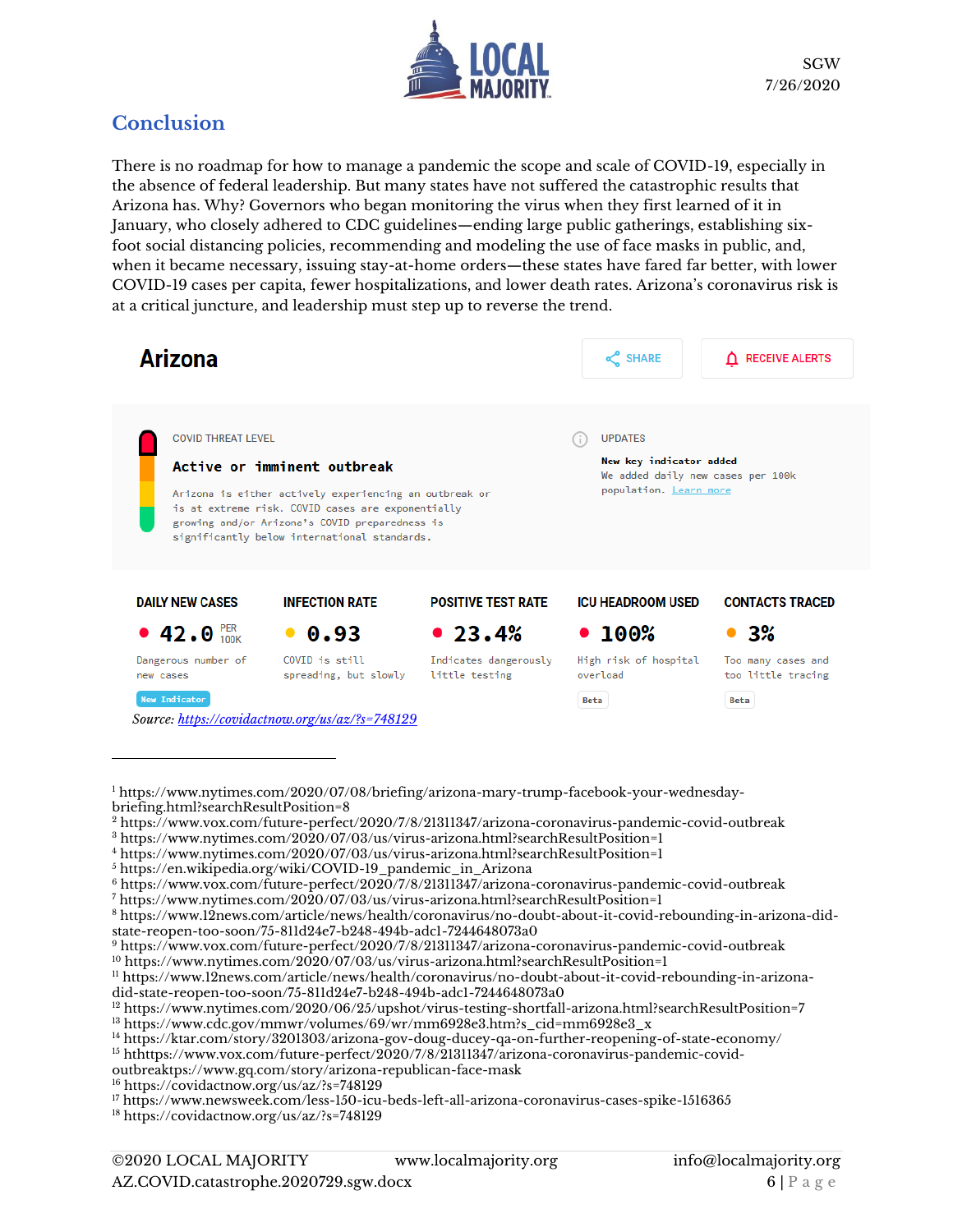## Conclusion

There is no roadmap for how to manage a pandemic the scope and scale of COVID-19, especially in the absence of federal leadership. But many states have not suffered the catastrophic results that Arizona has. Why? Governors who began monitoring the virus when they first learned of it in January, who closely adhered to CDC guidelines—ending large public gatherings, establishing six-foot social distancing policies, recommending and modeling the use of face masks in public, and, when it became necessary, issuing stay-at-home orders—these states have fared far better, with lower COVID-19 cases per capita, fewer hospitalizations, and lower death rates. Arizona's coronavirus risk is at a critical juncture, and leadership must step up to reverse the trend.

**Arizona**

SHARE | RECEIVE ALERTS

COVID THREAT LEVEL

**Active or imminent outbreak**

Arizona is either actively experiencing an outbreak or is at extreme risk. COVID cases are exponentially growing and/or Arizona's COVID preparedness is significantly below international standards.

UPDATES

**New key indicator added**

We added daily new cases per 100k population. Learn more

| DAILY NEW CASES | INFECTION RATE | POSITIVE TEST RATE | ICU HEADROOM USED | CONTACTS TRACED |
|---|---|---|---|---|
| 42.0 PER 100K | 0.93 | 23.4% | 100% | 3% |
| Dangerous number of new cases | COVID is still spreading, but slowly | Indicates dangerously little testing | High risk of hospital overload | Too many cases and too little tracing |
| New Indicator | | | Beta | Beta |

*Source: https://covidactnow.org/us/az/?s=748129*

---

[1] https://www.nytimes.com/2020/07/08/briefing/arizona-mary-trump-facebook-your-wednesday-briefing.html?searchResultPosition=8
[2] https://www.vox.com/future-perfect/2020/7/8/21311347/arizona-coronavirus-pandemic-covid-outbreak
[3] https://www.nytimes.com/2020/07/03/us/virus-arizona.html?searchResultPosition=1
[4] https://www.nytimes.com/2020/07/03/us/virus-arizona.html?searchResultPosition=1
[5] https://en.wikipedia.org/wiki/COVID-19_pandemic_in_Arizona
[6] https://www.vox.com/future-perfect/2020/7/8/21311347/arizona-coronavirus-pandemic-covid-outbreak
[7] https://www.nytimes.com/2020/07/03/us/virus-arizona.html?searchResultPosition=1
[8] https://www.12news.com/article/news/health/coronavirus/no-doubt-about-it-covid-rebounding-in-arizona-did-state-reopen-too-soon/75-811d24e7-b248-494b-adc1-7244648073a0
[9] https://www.vox.com/future-perfect/2020/7/8/21311347/arizona-coronavirus-pandemic-covid-outbreak
[10] https://www.nytimes.com/2020/07/03/us/virus-arizona.html?searchResultPosition=1
[11] https://www.12news.com/article/news/health/coronavirus/no-doubt-about-it-covid-rebounding-in-arizona-did-state-reopen-too-soon/75-811d24e7-b248-494b-adc1-7244648073a0
[12] https://www.nytimes.com/2020/06/25/upshot/virus-testing-shortfall-arizona.html?searchResultPosition=7
[13] https://www.cdc.gov/mmwr/volumes/69/wr/mm6928e3.htm?s_cid=mm6928e3_x
[14] https://ktar.com/story/3201303/arizona-gov-doug-ducey-qa-on-further-reopening-of-state-economy/
[15] hthttps://www.vox.com/future-perfect/2020/7/8/21311347/arizona-coronavirus-pandemic-covid-outbreaktps://www.gq.com/story/arizona-republican-face-mask
[16] https://covidactnow.org/us/az/?s=748129
[17] https://www.newsweek.com/less-150-icu-beds-left-all-arizona-coronavirus-cases-spike-1516365
[18] https://covidactnow.org/us/az/?s=748129